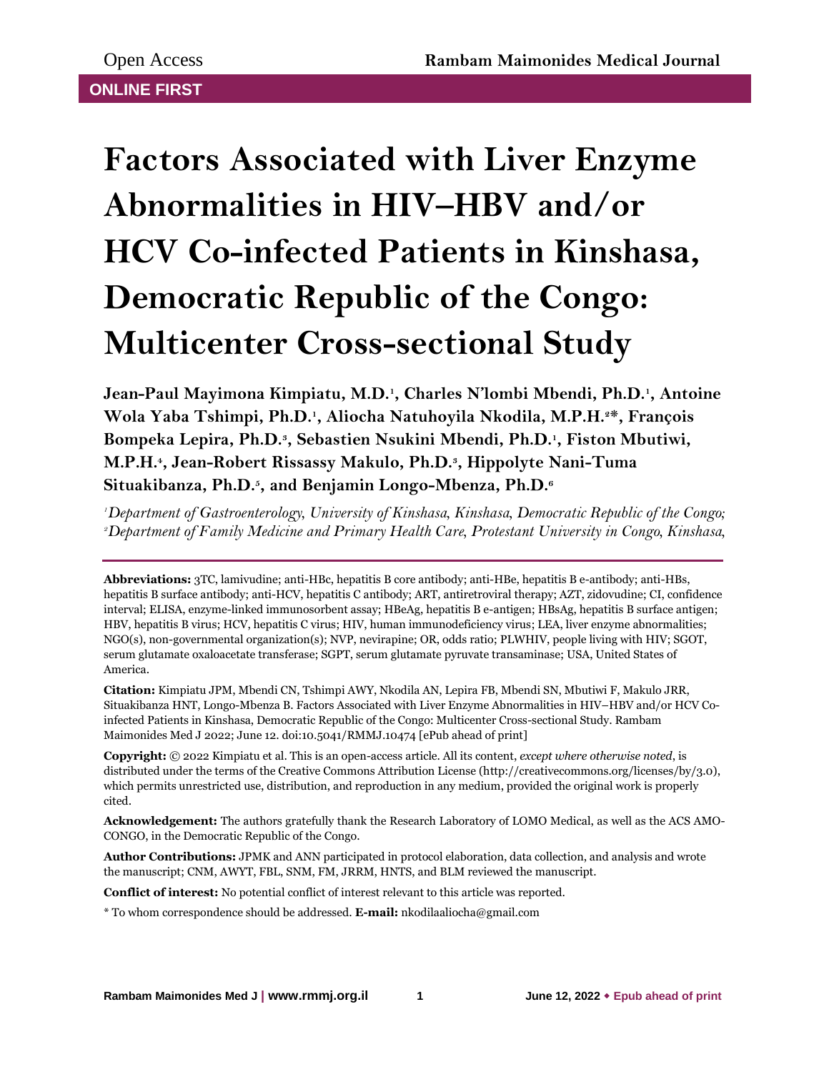Open Access

**ONLINE FIRST**

# Factors Associated with Liver Enzyme Abnormalities in HIV–HBV and/or HCV Co-infected Patients in Kinshasa, Democratic Republic of the Congo: Multicenter Cross-sectional Study

**Jean-Paul Mayimona Kimpiatu, M.D.[1], Charles N'lombi Mbendi, Ph.D.[1], Antoine Wola Yaba Tshimpi, Ph.D.[1], Aliocha Natuhoyila Nkodila, M.P.H.[2*], François Bompeka Lepira, Ph.D.[3], Sebastien Nsukini Mbendi, Ph.D.[1], Fiston Mbutiwi, M.P.H.[4], Jean-Robert Rissassy Makulo, Ph.D.[3], Hippolyte Nani-Tuma Situakibanza, Ph.D.[5], and Benjamin Longo-Mbenza, Ph.D.[6]**

*[1]Department of Gastroenterology, University of Kinshasa, Kinshasa, Democratic Republic of the Congo; [2]Department of Family Medicine and Primary Health Care, Protestant University in Congo, Kinshasa,*

---

**Abbreviations:** 3TC, lamivudine; anti-HBc, hepatitis B core antibody; anti-HBe, hepatitis B e-antibody; anti-HBs, hepatitis B surface antibody; anti-HCV, hepatitis C antibody; ART, antiretroviral therapy; AZT, zidovudine; CI, confidence interval; ELISA, enzyme-linked immunosorbent assay; HBeAg, hepatitis B e-antigen; HBsAg, hepatitis B surface antigen; HBV, hepatitis B virus; HCV, hepatitis C virus; HIV, human immunodeficiency virus; LEA, liver enzyme abnormalities; NGO(s), non-governmental organization(s); NVP, nevirapine; OR, odds ratio; PLWHIV, people living with HIV; SGOT, serum glutamate oxaloacetate transferase; SGPT, serum glutamate pyruvate transaminase; USA, United States of America.

**Citation:** Kimpiatu JPM, Mbendi CN, Tshimpi AWY, Nkodila AN, Lepira FB, Mbendi SN, Mbutiwi F, Makulo JRR, Situakibanza HNT, Longo-Mbenza B. Factors Associated with Liver Enzyme Abnormalities in HIV–HBV and/or HCV Co-infected Patients in Kinshasa, Democratic Republic of the Congo: Multicenter Cross-sectional Study. Rambam Maimonides Med J 2022; June 12. doi:10.5041/RMMJ.10474 [ePub ahead of print]

**Copyright:** © 2022 Kimpiatu et al. This is an open-access article. All its content, *except where otherwise noted*, is distributed under the terms of the Creative Commons Attribution License (http://creativecommons.org/licenses/by/3.0), which permits unrestricted use, distribution, and reproduction in any medium, provided the original work is properly cited.

**Acknowledgement:** The authors gratefully thank the Research Laboratory of LOMO Medical, as well as the ACS AMO-CONGO, in the Democratic Republic of the Congo.

**Author Contributions:** JPMK and ANN participated in protocol elaboration, data collection, and analysis and wrote the manuscript; CNM, AWYT, FBL, SNM, FM, JRRM, HNTS, and BLM reviewed the manuscript.

**Conflict of interest:** No potential conflict of interest relevant to this article was reported.

\* To whom correspondence should be addressed. **E-mail:** nkodilaaliocha@gmail.com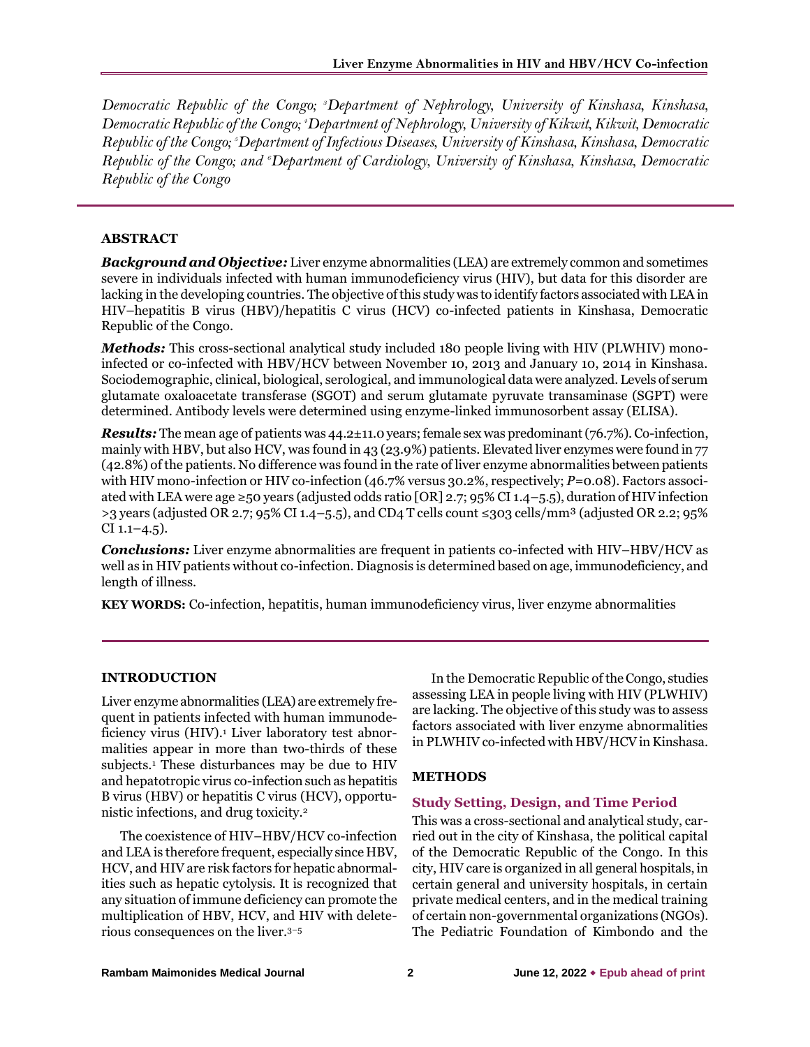Democratic Republic of the Congo; [3]Department of Nephrology, University of Kinshasa, Kinshasa, Democratic Republic of the Congo; [4]Department of Nephrology, University of Kikwit, Kikwit, Democratic Republic of the Congo; [5]Department of Infectious Diseases, University of Kinshasa, Kinshasa, Democratic Republic of the Congo; and [6]Department of Cardiology, University of Kinshasa, Kinshasa, Democratic Republic of the Congo

## ABSTRACT

***Background and Objective:*** Liver enzyme abnormalities (LEA) are extremely common and sometimes severe in individuals infected with human immunodeficiency virus (HIV), but data for this disorder are lacking in the developing countries. The objective of this study was to identify factors associated with LEA in HIV–hepatitis B virus (HBV)/hepatitis C virus (HCV) co-infected patients in Kinshasa, Democratic Republic of the Congo.

***Methods:*** This cross-sectional analytical study included 180 people living with HIV (PLWHIV) mono-infected or co-infected with HBV/HCV between November 10, 2013 and January 10, 2014 in Kinshasa. Sociodemographic, clinical, biological, serological, and immunological data were analyzed. Levels of serum glutamate oxaloacetate transferase (SGOT) and serum glutamate pyruvate transaminase (SGPT) were determined. Antibody levels were determined using enzyme-linked immunosorbent assay (ELISA).

***Results:*** The mean age of patients was 44.2±11.0 years; female sex was predominant (76.7%). Co-infection, mainly with HBV, but also HCV, was found in 43 (23.9%) patients. Elevated liver enzymes were found in 77 (42.8%) of the patients. No difference was found in the rate of liver enzyme abnormalities between patients with HIV mono-infection or HIV co-infection (46.7% versus 30.2%, respectively; $P$=0.08). Factors associated with LEA were age ≥50 years (adjusted odds ratio [OR] 2.7; 95% CI 1.4–5.5), duration of HIV infection >3 years (adjusted OR 2.7; 95% CI 1.4–5.5), and CD4 T cells count ≤303 cells/mm³ (adjusted OR 2.2; 95% CI 1.1–4.5).

***Conclusions:*** Liver enzyme abnormalities are frequent in patients co-infected with HIV–HBV/HCV as well as in HIV patients without co-infection. Diagnosis is determined based on age, immunodeficiency, and length of illness.

**KEY WORDS:** Co-infection, hepatitis, human immunodeficiency virus, liver enzyme abnormalities

## INTRODUCTION

Liver enzyme abnormalities (LEA) are extremely frequent in patients infected with human immunodeficiency virus (HIV).[1] Liver laboratory test abnormalities appear in more than two-thirds of these subjects.[1] These disturbances may be due to HIV and hepatotropic virus co-infection such as hepatitis B virus (HBV) or hepatitis C virus (HCV), opportunistic infections, and drug toxicity.[2]

The coexistence of HIV–HBV/HCV co-infection and LEA is therefore frequent, especially since HBV, HCV, and HIV are risk factors for hepatic abnormalities such as hepatic cytolysis. It is recognized that any situation of immune deficiency can promote the multiplication of HBV, HCV, and HIV with deleterious consequences on the liver.[3–5]

In the Democratic Republic of the Congo, studies assessing LEA in people living with HIV (PLWHIV) are lacking. The objective of this study was to assess factors associated with liver enzyme abnormalities in PLWHIV co-infected with HBV/HCV in Kinshasa.

## METHODS

### Study Setting, Design, and Time Period

This was a cross-sectional and analytical study, carried out in the city of Kinshasa, the political capital of the Democratic Republic of the Congo. In this city, HIV care is organized in all general hospitals, in certain general and university hospitals, in certain private medical centers, and in the medical training of certain non-governmental organizations (NGOs). The Pediatric Foundation of Kimbondo and the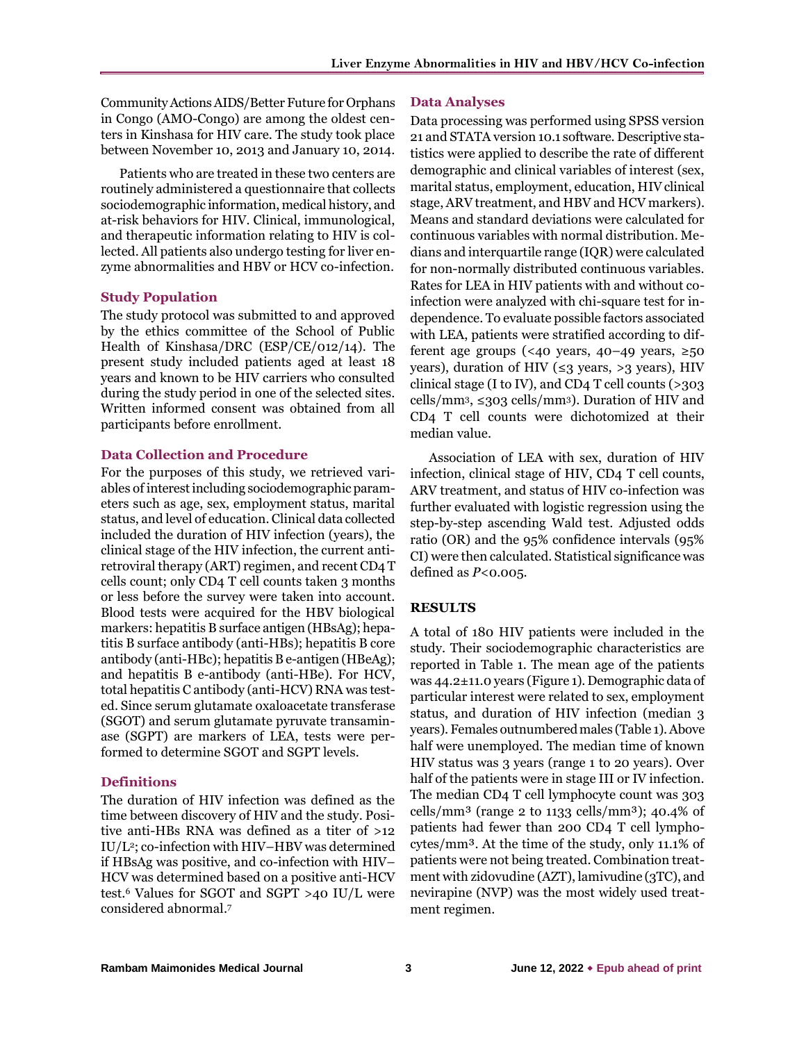Community Actions AIDS/Better Future for Orphans in Congo (AMO-Congo) are among the oldest centers in Kinshasa for HIV care. The study took place between November 10, 2013 and January 10, 2014.

Patients who are treated in these two centers are routinely administered a questionnaire that collects sociodemographic information, medical history, and at-risk behaviors for HIV. Clinical, immunological, and therapeutic information relating to HIV is collected. All patients also undergo testing for liver enzyme abnormalities and HBV or HCV co-infection.

### Study Population

The study protocol was submitted to and approved by the ethics committee of the School of Public Health of Kinshasa/DRC (ESP/CE/012/14). The present study included patients aged at least 18 years and known to be HIV carriers who consulted during the study period in one of the selected sites. Written informed consent was obtained from all participants before enrollment.

### Data Collection and Procedure

For the purposes of this study, we retrieved variables of interest including sociodemographic parameters such as age, sex, employment status, marital status, and level of education. Clinical data collected included the duration of HIV infection (years), the clinical stage of the HIV infection, the current antiretroviral therapy (ART) regimen, and recent CD4 T cells count; only CD4 T cell counts taken 3 months or less before the survey were taken into account. Blood tests were acquired for the HBV biological markers: hepatitis B surface antigen (HBsAg); hepatitis B surface antibody (anti-HBs); hepatitis B core antibody (anti-HBc); hepatitis B e-antigen (HBeAg); and hepatitis B e-antibody (anti-HBe). For HCV, total hepatitis C antibody (anti-HCV) RNA was tested. Since serum glutamate oxaloacetate transferase (SGOT) and serum glutamate pyruvate transaminase (SGPT) are markers of LEA, tests were performed to determine SGOT and SGPT levels.

### Definitions

The duration of HIV infection was defined as the time between discovery of HIV and the study. Positive anti-HBs RNA was defined as a titer of >12 IU/L$^2$; co-infection with HIV–HBV was determined if HBsAg was positive, and co-infection with HIV–HCV was determined based on a positive anti-HCV test.[6] Values for SGOT and SGPT >40 IU/L were considered abnormal.[7]

### Data Analyses

Data processing was performed using SPSS version 21 and STATA version 10.1 software. Descriptive statistics were applied to describe the rate of different demographic and clinical variables of interest (sex, marital status, employment, education, HIV clinical stage, ARV treatment, and HBV and HCV markers). Means and standard deviations were calculated for continuous variables with normal distribution. Medians and interquartile range (IQR) were calculated for non-normally distributed continuous variables. Rates for LEA in HIV patients with and without co-infection were analyzed with chi-square test for independence. To evaluate possible factors associated with LEA, patients were stratified according to different age groups (<40 years, 40–49 years, ≥50 years), duration of HIV (≤3 years, >3 years), HIV clinical stage (I to IV), and CD4 T cell counts (>303 cells/mm$^3$, ≤303 cells/mm$^3$). Duration of HIV and CD4 T cell counts were dichotomized at their median value.

Association of LEA with sex, duration of HIV infection, clinical stage of HIV, CD4 T cell counts, ARV treatment, and status of HIV co-infection was further evaluated with logistic regression using the step-by-step ascending Wald test. Adjusted odds ratio (OR) and the 95% confidence intervals (95% CI) were then calculated. Statistical significance was defined as $P<0.005$.

## RESULTS

A total of 180 HIV patients were included in the study. Their sociodemographic characteristics are reported in Table 1. The mean age of the patients was 44.2±11.0 years (Figure 1). Demographic data of particular interest were related to sex, employment status, and duration of HIV infection (median 3 years). Females outnumbered males (Table 1). Above half were unemployed. The median time of known HIV status was 3 years (range 1 to 20 years). Over half of the patients were in stage III or IV infection. The median CD4 T cell lymphocyte count was 303 cells/mm$^3$ (range 2 to 1133 cells/mm$^3$); 40.4% of patients had fewer than 200 CD4 T cell lymphocytes/mm$^3$. At the time of the study, only 11.1% of patients were not being treated. Combination treatment with zidovudine (AZT), lamivudine (3TC), and nevirapine (NVP) was the most widely used treatment regimen.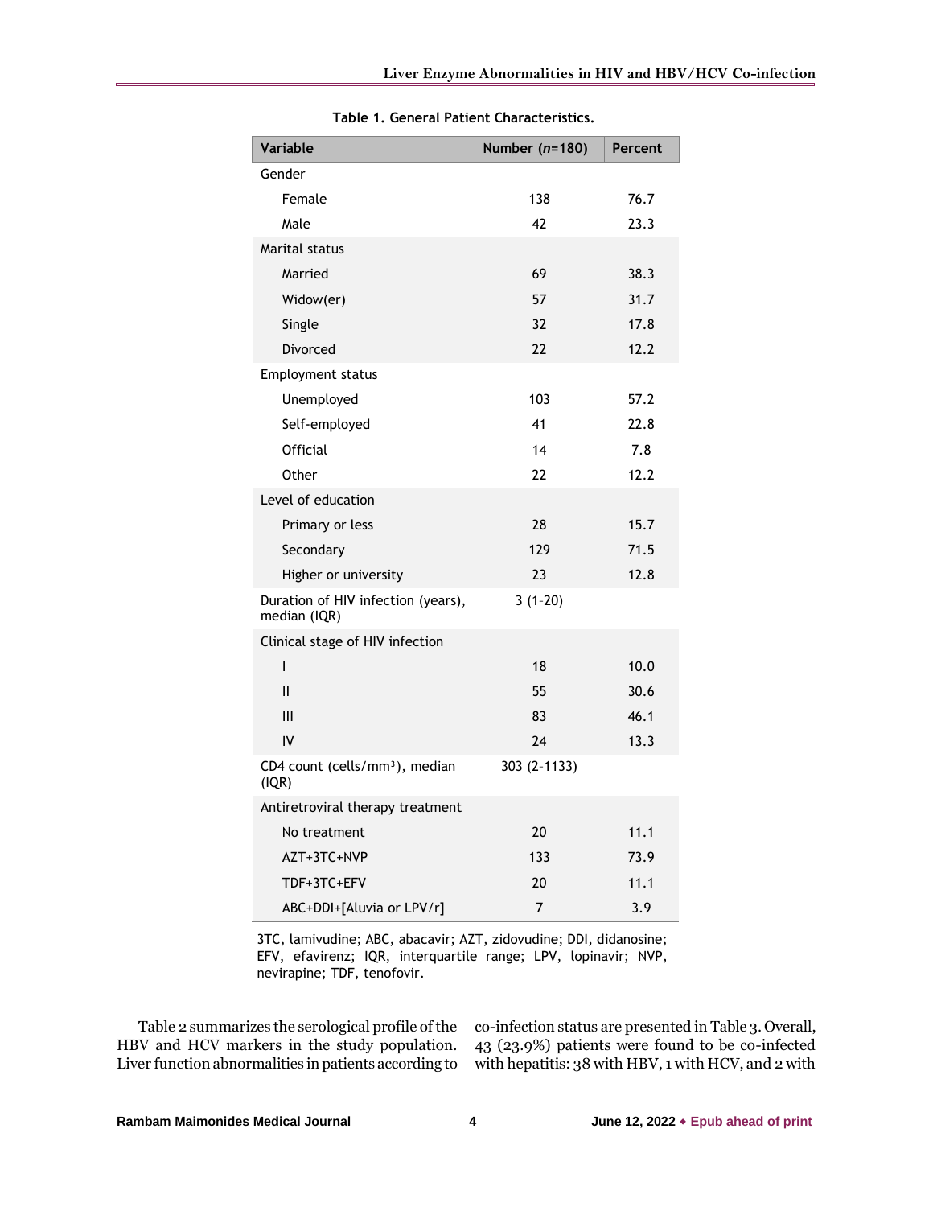**Table 1. General Patient Characteristics.**

| Variable | Number (*n*=180) | Percent |
|---|---|---|
| Gender | | |
| Female | 138 | 76.7 |
| Male | 42 | 23.3 |
| Marital status | | |
| Married | 69 | 38.3 |
| Widow(er) | 57 | 31.7 |
| Single | 32 | 17.8 |
| Divorced | 22 | 12.2 |
| Employment status | | |
| Unemployed | 103 | 57.2 |
| Self-employed | 41 | 22.8 |
| Official | 14 | 7.8 |
| Other | 22 | 12.2 |
| Level of education | | |
| Primary or less | 28 | 15.7 |
| Secondary | 129 | 71.5 |
| Higher or university | 23 | 12.8 |
| Duration of HIV infection (years), median (IQR) | 3 (1–20) | |
| Clinical stage of HIV infection | | |
| I | 18 | 10.0 |
| II | 55 | 30.6 |
| III | 83 | 46.1 |
| IV | 24 | 13.3 |
| CD4 count (cells/mm$^3$), median (IQR) | 303 (2–1133) | |
| Antiretroviral therapy treatment | | |
| No treatment | 20 | 11.1 |
| AZT+3TC+NVP | 133 | 73.9 |
| TDF+3TC+EFV | 20 | 11.1 |
| ABC+DDI+[Aluvia or LPV/r] | 7 | 3.9 |

3TC, lamivudine; ABC, abacavir; AZT, zidovudine; DDI, didanosine; EFV, efavirenz; IQR, interquartile range; LPV, lopinavir; NVP, nevirapine; TDF, tenofovir.

Table 2 summarizes the serological profile of the HBV and HCV markers in the study population. Liver function abnormalities in patients according to co-infection status are presented in Table 3. Overall, 43 (23.9%) patients were found to be co-infected with hepatitis: 38 with HBV, 1 with HCV, and 2 with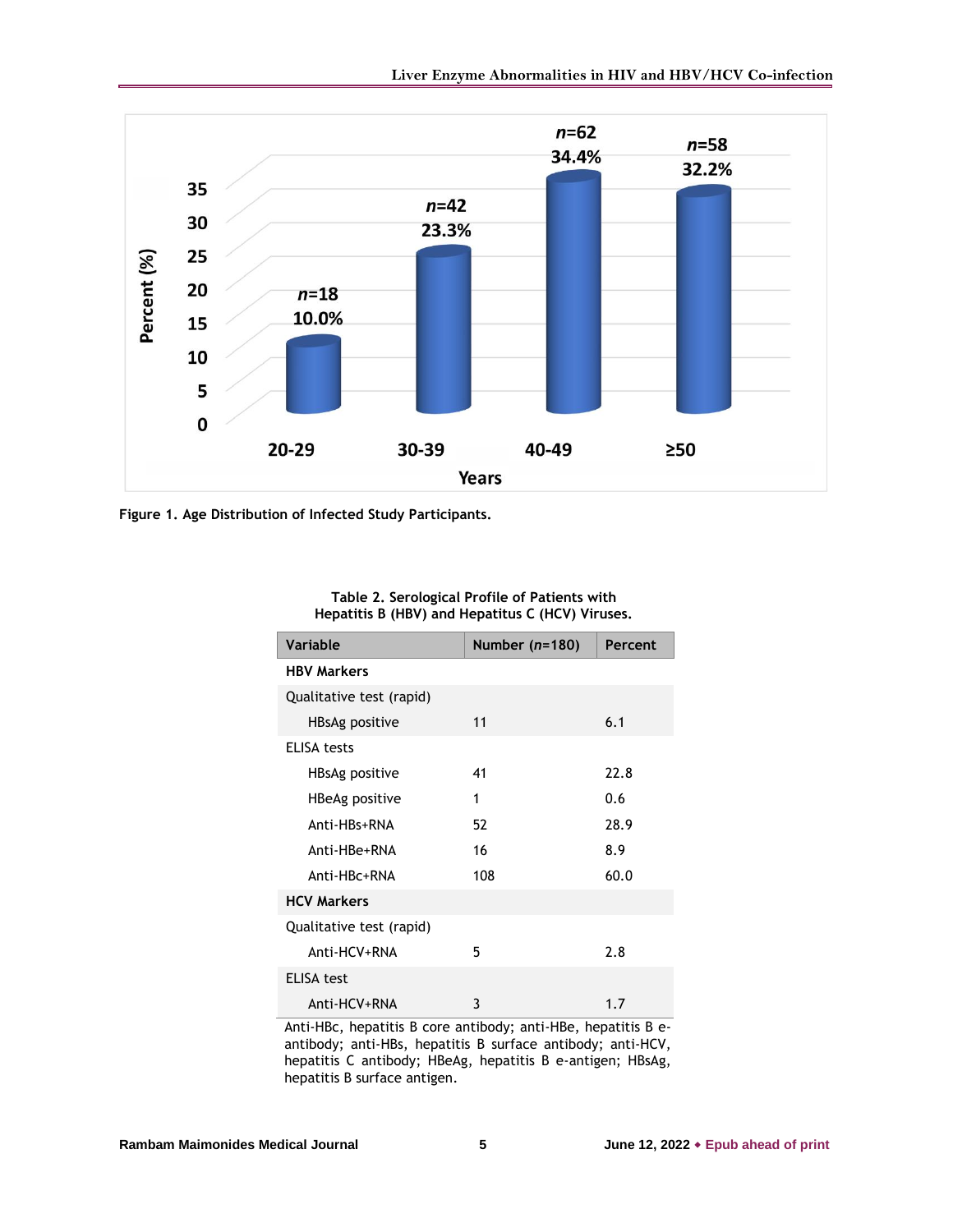Figure 1. Age Distribution of Infected Study Participants.

Table 2. Serological Profile of Patients with Hepatitis B (HBV) and Hepatitis C (HCV) Viruses.

| Variable | Number (*n*=180) | Percent |
|---|---|---|
| **HBV Markers** | | |
| Qualitative test (rapid) | | |
| HBsAg positive | 11 | 6.1 |
| ELISA tests | | |
| HBsAg positive | 41 | 22.8 |
| HBeAg positive | 1 | 0.6 |
| Anti-HBs+RNA | 52 | 28.9 |
| Anti-HBe+RNA | 16 | 8.9 |
| Anti-HBc+RNA | 108 | 60.0 |
| **HCV Markers** | | |
| Qualitative test (rapid) | | |
| Anti-HCV+RNA | 5 | 2.8 |
| ELISA test | | |
| Anti-HCV+RNA | 3 | 1.7 |

Anti-HBc, hepatitis B core antibody; anti-HBe, hepatitis B e-antibody; anti-HBs, hepatitis B surface antibody; anti-HCV, hepatitis C antibody; HBeAg, hepatitis B e-antigen; HBsAg, hepatitis B surface antigen.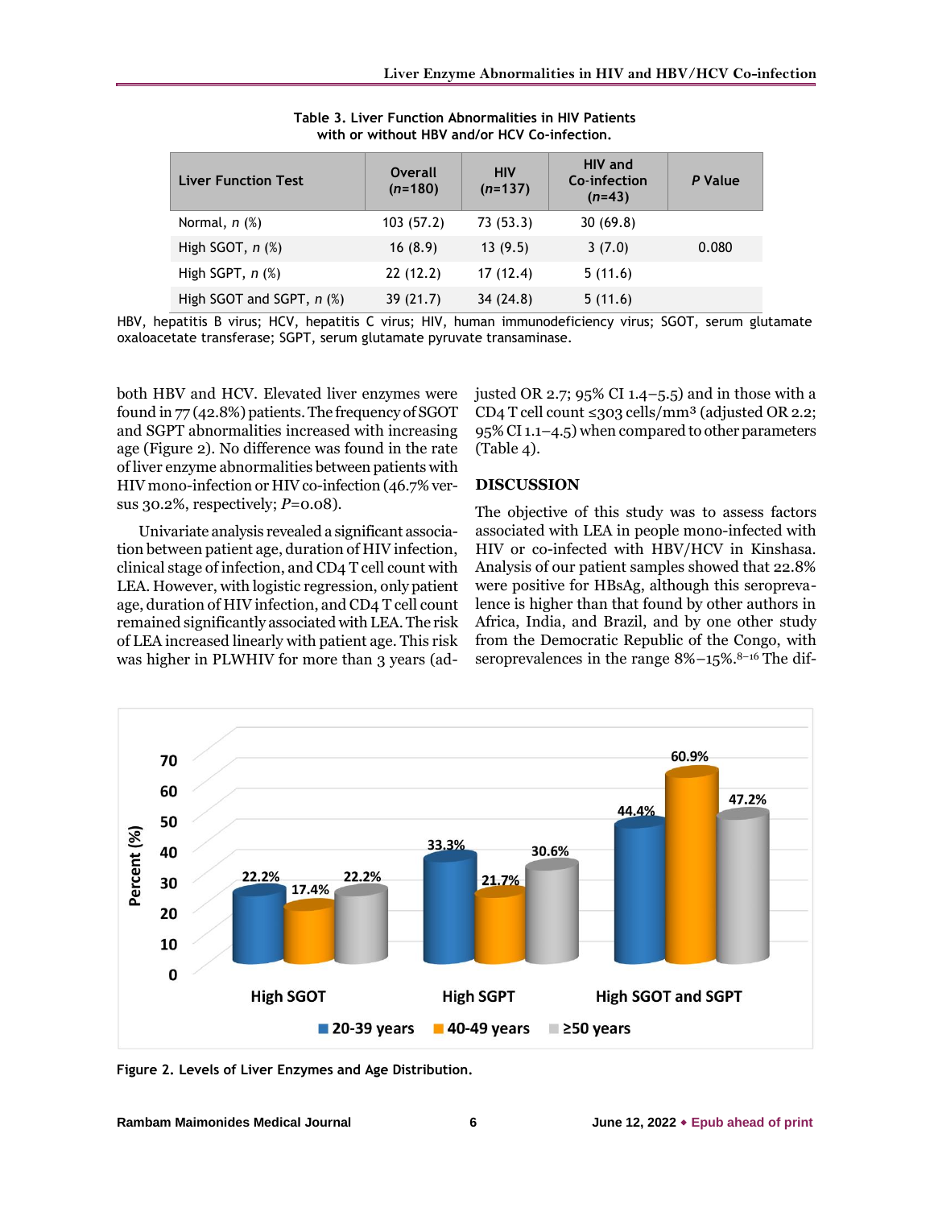**Table 3. Liver Function Abnormalities in HIV Patients with or without HBV and/or HCV Co-infection.**

| Liver Function Test | Overall (*n*=180) | HIV (*n*=137) | HIV and Co-infection (*n*=43) | *P* Value |
|---|---|---|---|---|
| Normal, *n* (%) | 103 (57.2) | 73 (53.3) | 30 (69.8) | |
| High SGOT, *n* (%) | 16 (8.9) | 13 (9.5) | 3 (7.0) | 0.080 |
| High SGPT, *n* (%) | 22 (12.2) | 17 (12.4) | 5 (11.6) | |
| High SGOT and SGPT, *n* (%) | 39 (21.7) | 34 (24.8) | 5 (11.6) | |

HBV, hepatitis B virus; HCV, hepatitis C virus; HIV, human immunodeficiency virus; SGOT, serum glutamate oxaloacetate transferase; SGPT, serum glutamate pyruvate transaminase.

both HBV and HCV. Elevated liver enzymes were found in 77 (42.8%) patients. The frequency of SGOT and SGPT abnormalities increased with increasing age (Figure 2). No difference was found in the rate of liver enzyme abnormalities between patients with HIV mono-infection or HIV co-infection (46.7% versus 30.2%, respectively; *P*=0.08).

Univariate analysis revealed a significant association between patient age, duration of HIV infection, clinical stage of infection, and CD4 T cell count with LEA. However, with logistic regression, only patient age, duration of HIV infection, and CD4 T cell count remained significantly associated with LEA. The risk of LEA increased linearly with patient age. This risk was higher in PLWHIV for more than 3 years (adjusted OR 2.7; 95% CI 1.4–5.5) and in those with a CD4 T cell count ≤303 cells/mm$^3$ (adjusted OR 2.2; 95% CI 1.1–4.5) when compared to other parameters (Table 4).

## DISCUSSION

The objective of this study was to assess factors associated with LEA in people mono-infected with HIV or co-infected with HBV/HCV in Kinshasa. Analysis of our patient samples showed that 22.8% were positive for HBsAg, although this seroprevalence is higher than that found by other authors in Africa, India, and Brazil, and by one other study from the Democratic Republic of the Congo, with seroprevalences in the range 8%–15%.[8–16] The dif-

**Figure 2. Levels of Liver Enzymes and Age Distribution.**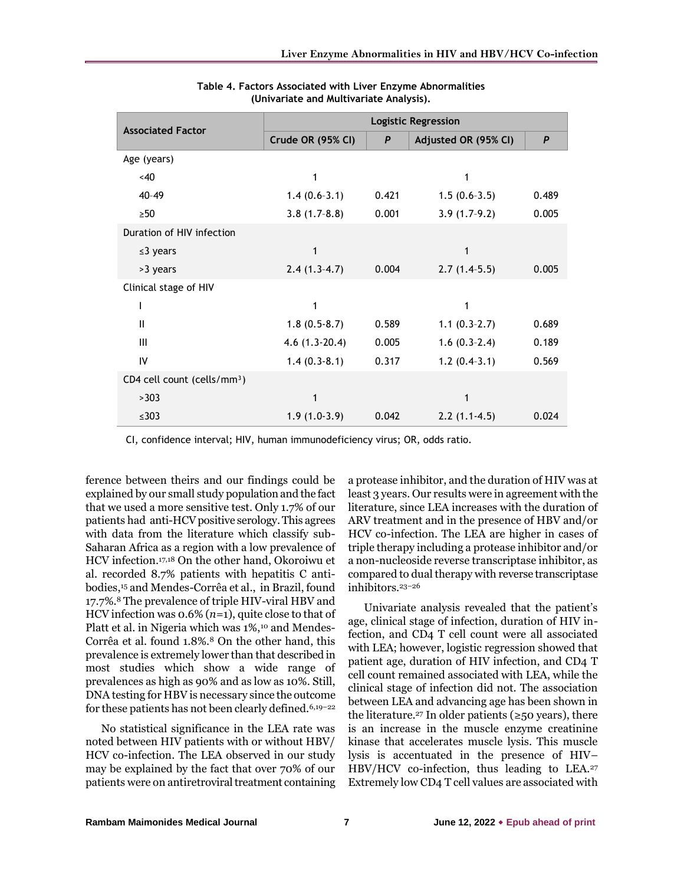**Table 4. Factors Associated with Liver Enzyme Abnormalities (Univariate and Multivariate Analysis).**

| Associated Factor | Logistic Regression | | | |
|---|---|---|---|---|
| | Crude OR (95% CI) | *P* | Adjusted OR (95% CI) | *P* |
| Age (years) | | | | |
| <40 | 1 | | 1 | |
| 40–49 | 1.4 (0.6–3.1) | 0.421 | 1.5 (0.6–3.5) | 0.489 |
| ≥50 | 3.8 (1.7–8.8) | 0.001 | 3.9 (1.7–9.2) | 0.005 |
| Duration of HIV infection | | | | |
| ≤3 years | 1 | | 1 | |
| >3 years | 2.4 (1.3–4.7) | 0.004 | 2.7 (1.4–5.5) | 0.005 |
| Clinical stage of HIV | | | | |
| I | 1 | | 1 | |
| II | 1.8 (0.5-8.7) | 0.589 | 1.1 (0.3–2.7) | 0.689 |
| III | 4.6 (1.3-20.4) | 0.005 | 1.6 (0.3–2.4) | 0.189 |
| IV | 1.4 (0.3-8.1) | 0.317 | 1.2 (0.4–3.1) | 0.569 |
| CD4 cell count (cells/mm³) | | | | |
| >303 | 1 | | 1 | |
| ≤303 | 1.9 (1.0-3.9) | 0.042 | 2.2 (1.1-4.5) | 0.024 |

CI, confidence interval; HIV, human immunodeficiency virus; OR, odds ratio.

ference between theirs and our findings could be explained by our small study population and the fact that we used a more sensitive test. Only 1.7% of our patients had anti-HCV positive serology. This agrees with data from the literature which classify sub-Saharan Africa as a region with a low prevalence of HCV infection.[17,18] On the other hand, Okoroiwu et al. recorded 8.7% patients with hepatitis C antibodies,[15] and Mendes-Corrêa et al., in Brazil, found 17.7%.[8] The prevalence of triple HIV-viral HBV and HCV infection was 0.6% ($n$=1), quite close to that of Platt et al. in Nigeria which was 1%,[10] and Mendes-Corrêa et al. found 1.8%.[8] On the other hand, this prevalence is extremely lower than that described in most studies which show a wide range of prevalences as high as 90% and as low as 10%. Still, DNA testing for HBV is necessary since the outcome for these patients has not been clearly defined.[6,19–22]

No statistical significance in the LEA rate was noted between HIV patients with or without HBV/HCV co-infection. The LEA observed in our study may be explained by the fact that over 70% of our patients were on antiretroviral treatment containing a protease inhibitor, and the duration of HIV was at least 3 years. Our results were in agreement with the literature, since LEA increases with the duration of ARV treatment and in the presence of HBV and/or HCV co-infection. The LEA are higher in cases of triple therapy including a protease inhibitor and/or a non-nucleoside reverse transcriptase inhibitor, as compared to dual therapy with reverse transcriptase inhibitors.[23–26]

Univariate analysis revealed that the patient's age, clinical stage of infection, duration of HIV infection, and CD4 T cell count were all associated with LEA; however, logistic regression showed that patient age, duration of HIV infection, and CD4 T cell count remained associated with LEA, while the clinical stage of infection did not. The association between LEA and advancing age has been shown in the literature.[27] In older patients (≥50 years), there is an increase in the muscle enzyme creatinine kinase that accelerates muscle lysis. This muscle lysis is accentuated in the presence of HIV–HBV/HCV co-infection, thus leading to LEA.[27] Extremely low CD4 T cell values are associated with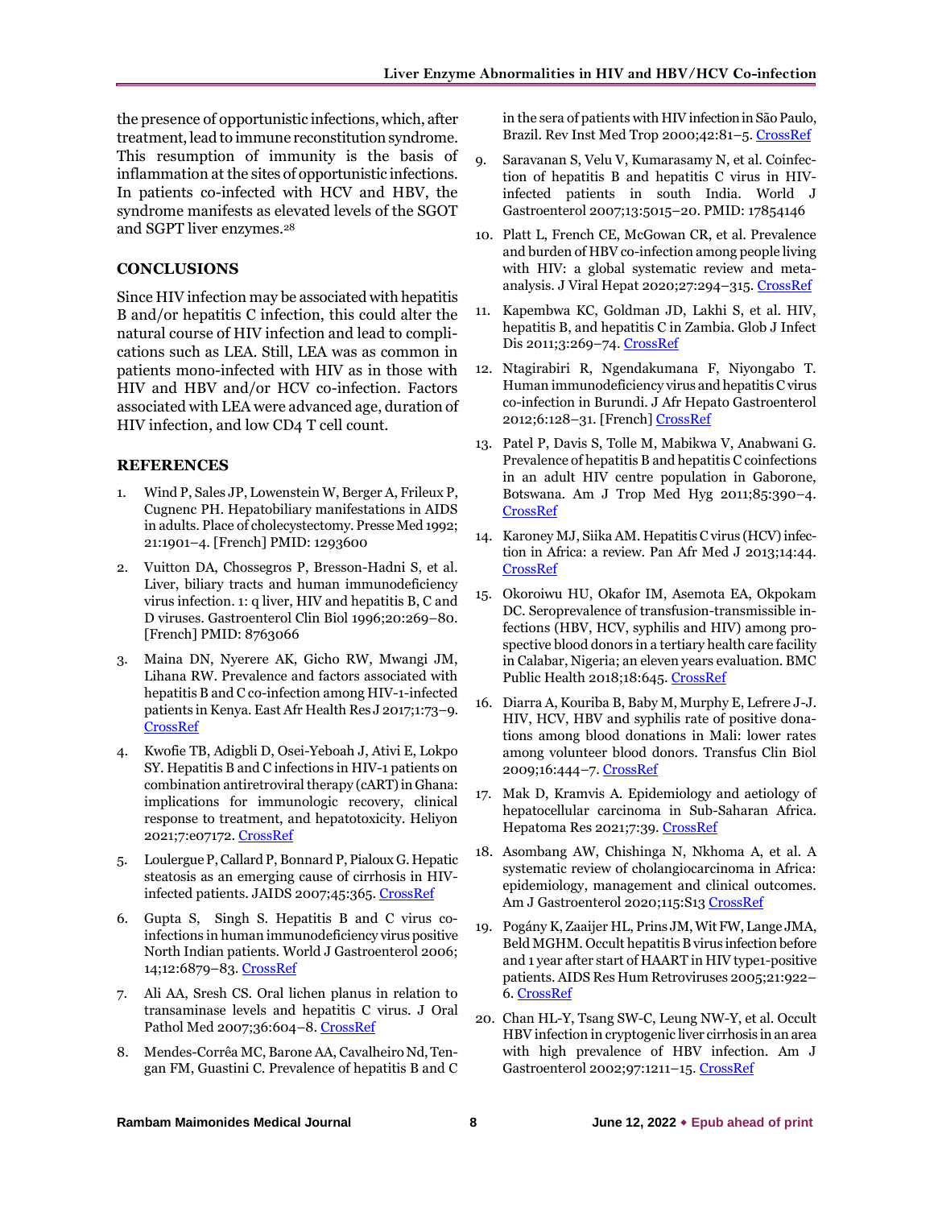the presence of opportunistic infections, which, after treatment, lead to immune reconstitution syndrome. This resumption of immunity is the basis of inflammation at the sites of opportunistic infections. In patients co-infected with HCV and HBV, the syndrome manifests as elevated levels of the SGOT and SGPT liver enzymes.[28]

## CONCLUSIONS

Since HIV infection may be associated with hepatitis B and/or hepatitis C infection, this could alter the natural course of HIV infection and lead to complications such as LEA. Still, LEA was as common in patients mono-infected with HIV as in those with HIV and HBV and/or HCV co-infection. Factors associated with LEA were advanced age, duration of HIV infection, and low CD4 T cell count.

## REFERENCES

1. Wind P, Sales JP, Lowenstein W, Berger A, Frileux P, Cugnenc PH. Hepatobiliary manifestations in AIDS in adults. Place of cholecystectomy. Presse Med 1992; 21:1901–4. [French] PMID: 1293600
2. Vuitton DA, Chossegros P, Bresson-Hadni S, et al. Liver, biliary tracts and human immunodeficiency virus infection. 1: q liver, HIV and hepatitis B, C and D viruses. Gastroenterol Clin Biol 1996;20:269–80. [French] PMID: 8763066
3. Maina DN, Nyerere AK, Gicho RW, Mwangi JM, Lihana RW. Prevalence and factors associated with hepatitis B and C co-infection among HIV-1-infected patients in Kenya. East Afr Health Res J 2017;1:73–9. CrossRef
4. Kwofie TB, Adigbli D, Osei-Yeboah J, Ativi E, Lokpo SY. Hepatitis B and C infections in HIV-1 patients on combination antiretroviral therapy (cART) in Ghana: implications for immunologic recovery, clinical response to treatment, and hepatotoxicity. Heliyon 2021;7:e07172. CrossRef
5. Loulergue P, Callard P, Bonnard P, Pialoux G. Hepatic steatosis as an emerging cause of cirrhosis in HIV-infected patients. JAIDS 2007;45:365. CrossRef
6. Gupta S, Singh S. Hepatitis B and C virus co-infections in human immunodeficiency virus positive North Indian patients. World J Gastroenterol 2006; 14;12:6879–83. CrossRef
7. Ali AA, Sresh CS. Oral lichen planus in relation to transaminase levels and hepatitis C virus. J Oral Pathol Med 2007;36:604–8. CrossRef
8. Mendes-Corrêa MC, Barone AA, Cavalheiro Nd, Tengan FM, Guastini C. Prevalence of hepatitis B and C in the sera of patients with HIV infection in São Paulo, Brazil. Rev Inst Med Trop 2000;42:81–5. CrossRef
9. Saravanan S, Velu V, Kumarasamy N, et al. Coinfection of hepatitis B and hepatitis C virus in HIV-infected patients in south India. World J Gastroenterol 2007;13:5015–20. PMID: 17854146
10. Platt L, French CE, McGowan CR, et al. Prevalence and burden of HBV co-infection among people living with HIV: a global systematic review and meta-analysis. J Viral Hepat 2020;27:294–315. CrossRef
11. Kapembwa KC, Goldman JD, Lakhi S, et al. HIV, hepatitis B, and hepatitis C in Zambia. Glob J Infect Dis 2011;3:269–74. CrossRef
12. Ntagirabiri R, Ngendakumana F, Niyongabo T. Human immunodeficiency virus and hepatitis C virus co-infection in Burundi. J Afr Hepato Gastroenterol 2012;6:128–31. [French] CrossRef
13. Patel P, Davis S, Tolle M, Mabikwa V, Anabwani G. Prevalence of hepatitis B and hepatitis C coinfections in an adult HIV centre population in Gaborone, Botswana. Am J Trop Med Hyg 2011;85:390–4. CrossRef
14. Karoney MJ, Siika AM. Hepatitis C virus (HCV) infection in Africa: a review. Pan Afr Med J 2013;14:44. CrossRef
15. Okoroiwu HU, Okafor IM, Asemota EA, Okpokam DC. Seroprevalence of transfusion-transmissible infections (HBV, HCV, syphilis and HIV) among prospective blood donors in a tertiary health care facility in Calabar, Nigeria; an eleven years evaluation. BMC Public Health 2018;18:645. CrossRef
16. Diarra A, Kouriba B, Baby M, Murphy E, Lefrere J-J. HIV, HCV, HBV and syphilis rate of positive donations among blood donations in Mali: lower rates among volunteer blood donors. Transfus Clin Biol 2009;16:444–7. CrossRef
17. Mak D, Kramvis A. Epidemiology and aetiology of hepatocellular carcinoma in Sub-Saharan Africa. Hepatoma Res 2021;7:39. CrossRef
18. Asombang AW, Chishinga N, Nkhoma A, et al. A systematic review of cholangiocarcinoma in Africa: epidemiology, management and clinical outcomes. Am J Gastroenterol 2020;115:S13 CrossRef
19. Pogány K, Zaaijer HL, Prins JM, Wit FW, Lange JMA, Beld MGHM. Occult hepatitis B virus infection before and 1 year after start of HAART in HIV type1-positive patients. AIDS Res Hum Retroviruses 2005;21:922–6. CrossRef
20. Chan HL-Y, Tsang SW-C, Leung NW-Y, et al. Occult HBV infection in cryptogenic liver cirrhosis in an area with high prevalence of HBV infection. Am J Gastroenterol 2002;97:1211–15. CrossRef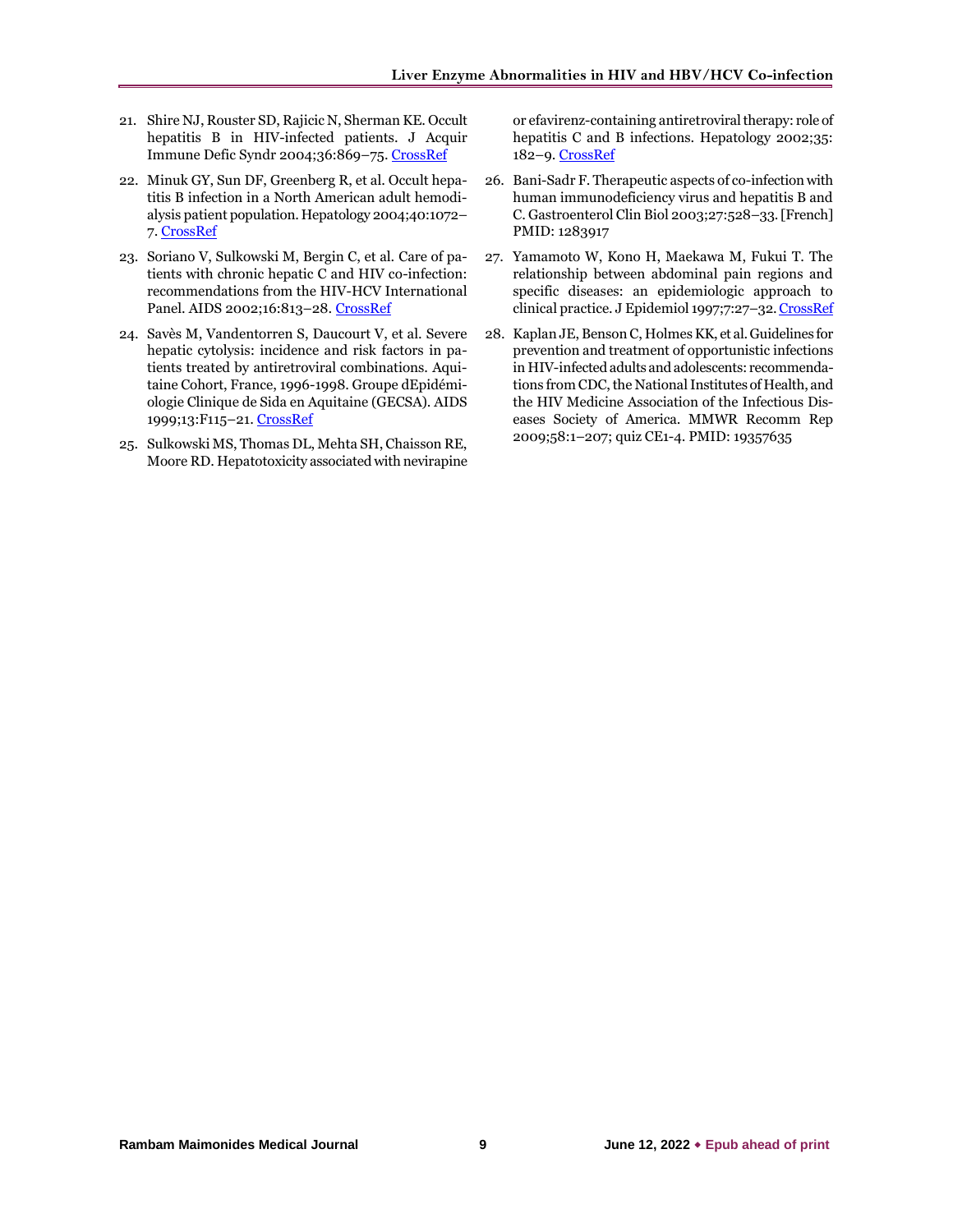21. Shire NJ, Rouster SD, Rajicic N, Sherman KE. Occult hepatitis B in HIV-infected patients. J Acquir Immune Defic Syndr 2004;36:869–75. CrossRef

22. Minuk GY, Sun DF, Greenberg R, et al. Occult hepatitis B infection in a North American adult hemodialysis patient population. Hepatology 2004;40:1072–7. CrossRef

23. Soriano V, Sulkowski M, Bergin C, et al. Care of patients with chronic hepatic C and HIV co-infection: recommendations from the HIV-HCV International Panel. AIDS 2002;16:813–28. CrossRef

24. Savès M, Vandentorren S, Daucourt V, et al. Severe hepatic cytolysis: incidence and risk factors in patients treated by antiretroviral combinations. Aquitaine Cohort, France, 1996-1998. Groupe dEpidémiologie Clinique de Sida en Aquitaine (GECSA). AIDS 1999;13:F115–21. CrossRef

25. Sulkowski MS, Thomas DL, Mehta SH, Chaisson RE, Moore RD. Hepatotoxicity associated with nevirapine or efavirenz-containing antiretroviral therapy: role of hepatitis C and B infections. Hepatology 2002;35: 182–9. CrossRef

26. Bani-Sadr F. Therapeutic aspects of co-infection with human immunodeficiency virus and hepatitis B and C. Gastroenterol Clin Biol 2003;27:528–33. [French] PMID: 1283917

27. Yamamoto W, Kono H, Maekawa M, Fukui T. The relationship between abdominal pain regions and specific diseases: an epidemiologic approach to clinical practice. J Epidemiol 1997;7:27–32. CrossRef

28. Kaplan JE, Benson C, Holmes KK, et al. Guidelines for prevention and treatment of opportunistic infections in HIV-infected adults and adolescents: recommendations from CDC, the National Institutes of Health, and the HIV Medicine Association of the Infectious Diseases Society of America. MMWR Recomm Rep 2009;58:1–207; quiz CE1-4. PMID: 19357635